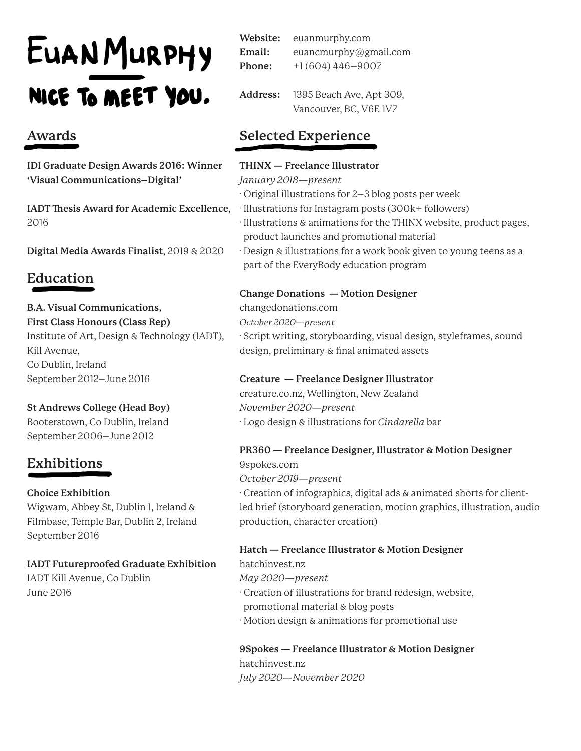# Euan Murphy

## Nice to meet you.

**Website:** euanmurphy.com
**Email:** euancmurphy@gmail.com
**Phone:** +1 (604) 446–9007

**Address:** 1395 Beach Ave, Apt 309,
Vancouver, BC, V6E 1V7

## Awards

**IDI Graduate Design Awards 2016: Winner 'Visual Communications–Digital'**

**IADT Thesis Award for Academic Excellence**, 2016

**Digital Media Awards Finalist**, 2019 & 2020

## Education

**B.A. Visual Communications,**
**First Class Honours (Class Rep)**
Institute of Art, Design & Technology (IADT),
Kill Avenue,
Co Dublin, Ireland
September 2012–June 2016

**St Andrews College (Head Boy)**
Booterstown, Co Dublin, Ireland
September 2006–June 2012

## Exhibitions

**Choice Exhibition**
Wigwam, Abbey St, Dublin 1, Ireland &
Filmbase, Temple Bar, Dublin 2, Ireland
September 2016

**IADT Futureproofed Graduate Exhibition**
IADT Kill Avenue, Co Dublin
June 2016

## Selected Experience

**THINX — Freelance Illustrator**
*January 2018—present*
- Original illustrations for 2–3 blog posts per week
- Illustrations for Instagram posts (300k+ followers)
- Illustrations & animations for the THINX website, product pages, product launches and promotional material
- Design & illustrations for a work book given to young teens as a part of the EveryBody education program

**Change Donations — Motion Designer**
changedonations.com
*October 2020—present*
- Script writing, storyboarding, visual design, styleframes, sound design, preliminary & final animated assets

**Creature — Freelance Designer Illustrator**
creature.co.nz, Wellington, New Zealand
*November 2020—present*
- Logo design & illustrations for *Cindarella* bar

**PR360 — Freelance Designer, Illustrator & Motion Designer**
9spokes.com
*October 2019—present*
- Creation of infographics, digital ads & animated shorts for client-led brief (storyboard generation, motion graphics, illustration, audio production, character creation)

**Hatch — Freelance Illustrator & Motion Designer**
hatchinvest.nz
*May 2020—present*
- Creation of illustrations for brand redesign, website, promotional material & blog posts
- Motion design & animations for promotional use

**9Spokes — Freelance Illustrator & Motion Designer**
hatchinvest.nz
*July 2020—November 2020*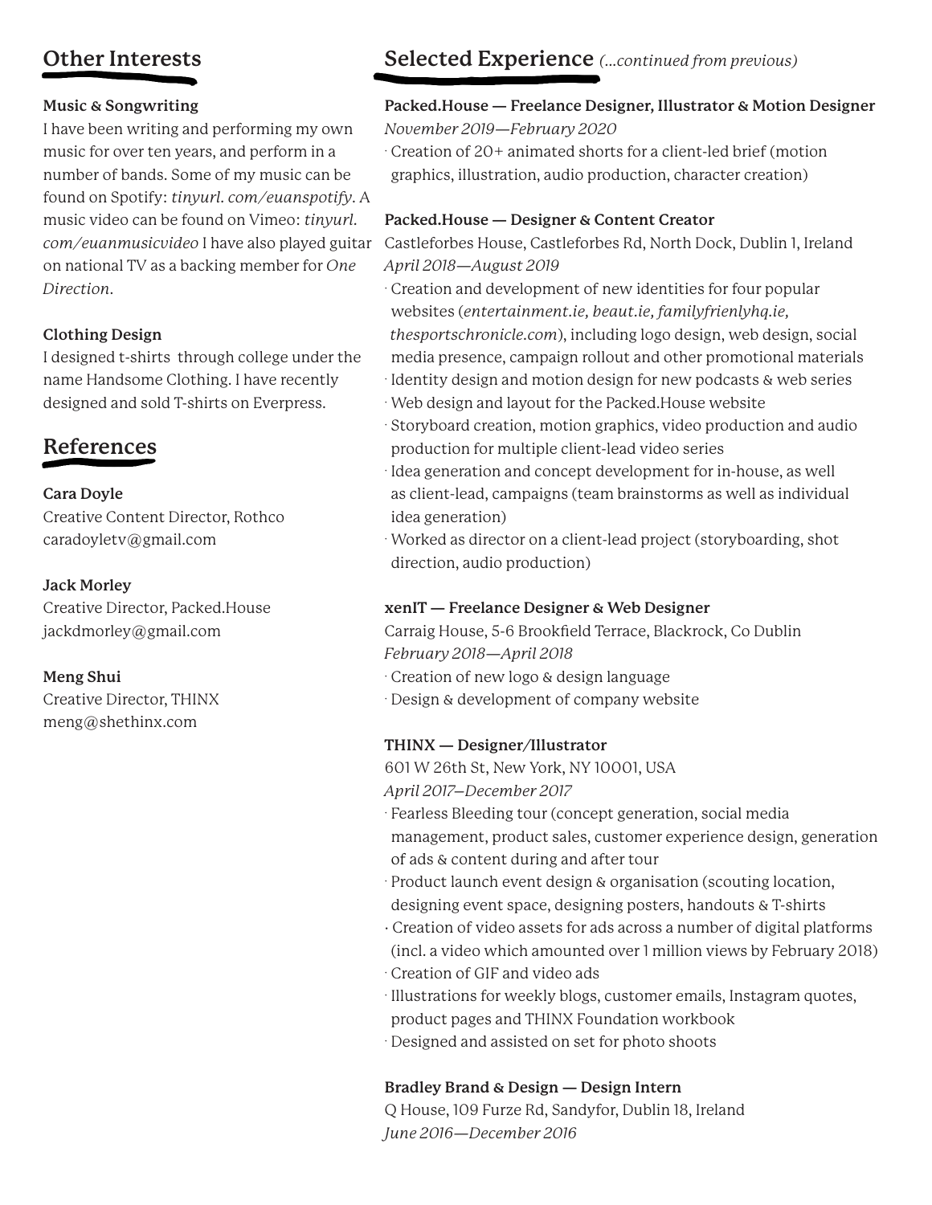## Other Interests

**Music & Songwriting**
I have been writing and performing my own music for over ten years, and perform in a number of bands. Some of my music can be found on Spotify: *tinyurl. com/euanspotify*. A music video can be found on Vimeo: *tinyurl. com/euanmusicvideo* I have also played guitar on national TV as a backing member for *One Direction*.

**Clothing Design**
I designed t-shirts through college under the name Handsome Clothing. I have recently designed and sold T-shirts on Everpress.

## References

**Cara Doyle**
Creative Content Director, Rothco
caradoyletv@gmail.com

**Jack Morley**
Creative Director, Packed.House
jackdmorley@gmail.com

**Meng Shui**
Creative Director, THINX
meng@shethinx.com

## Selected Experience *(...continued from previous)*

**Packed.House — Freelance Designer, Illustrator & Motion Designer**
*November 2019—February 2020*
- Creation of 20+ animated shorts for a client-led brief (motion graphics, illustration, audio production, character creation)

**Packed.House — Designer & Content Creator**
Castleforbes House, Castleforbes Rd, North Dock, Dublin 1, Ireland
*April 2018—August 2019*
- Creation and development of new identities for four popular websites (*entertainment.ie, beaut.ie, familyfrienlyhq.ie, thesportschronicle.com*), including logo design, web design, social media presence, campaign rollout and other promotional materials
- Identity design and motion design for new podcasts & web series
- Web design and layout for the Packed.House website
- Storyboard creation, motion graphics, video production and audio production for multiple client-lead video series
- Idea generation and concept development for in-house, as well as client-lead, campaigns (team brainstorms as well as individual idea generation)
- Worked as director on a client-lead project (storyboarding, shot direction, audio production)

**xenIT — Freelance Designer & Web Designer**
Carraig House, 5-6 Brookfield Terrace, Blackrock, Co Dublin
*February 2018—April 2018*
- Creation of new logo & design language
- Design & development of company website

**THINX — Designer/Illustrator**
601 W 26th St, New York, NY 10001, USA
*April 2017—December 2017*
- Fearless Bleeding tour (concept generation, social media management, product sales, customer experience design, generation of ads & content during and after tour
- Product launch event design & organisation (scouting location, designing event space, designing posters, handouts & T-shirts
- Creation of video assets for ads across a number of digital platforms (incl. a video which amounted over 1 million views by February 2018)
- Creation of GIF and video ads
- Illustrations for weekly blogs, customer emails, Instagram quotes, product pages and THINX Foundation workbook
- Designed and assisted on set for photo shoots

**Bradley Brand & Design — Design Intern**
Q House, 109 Furze Rd, Sandyfor, Dublin 18, Ireland
*June 2016—December 2016*